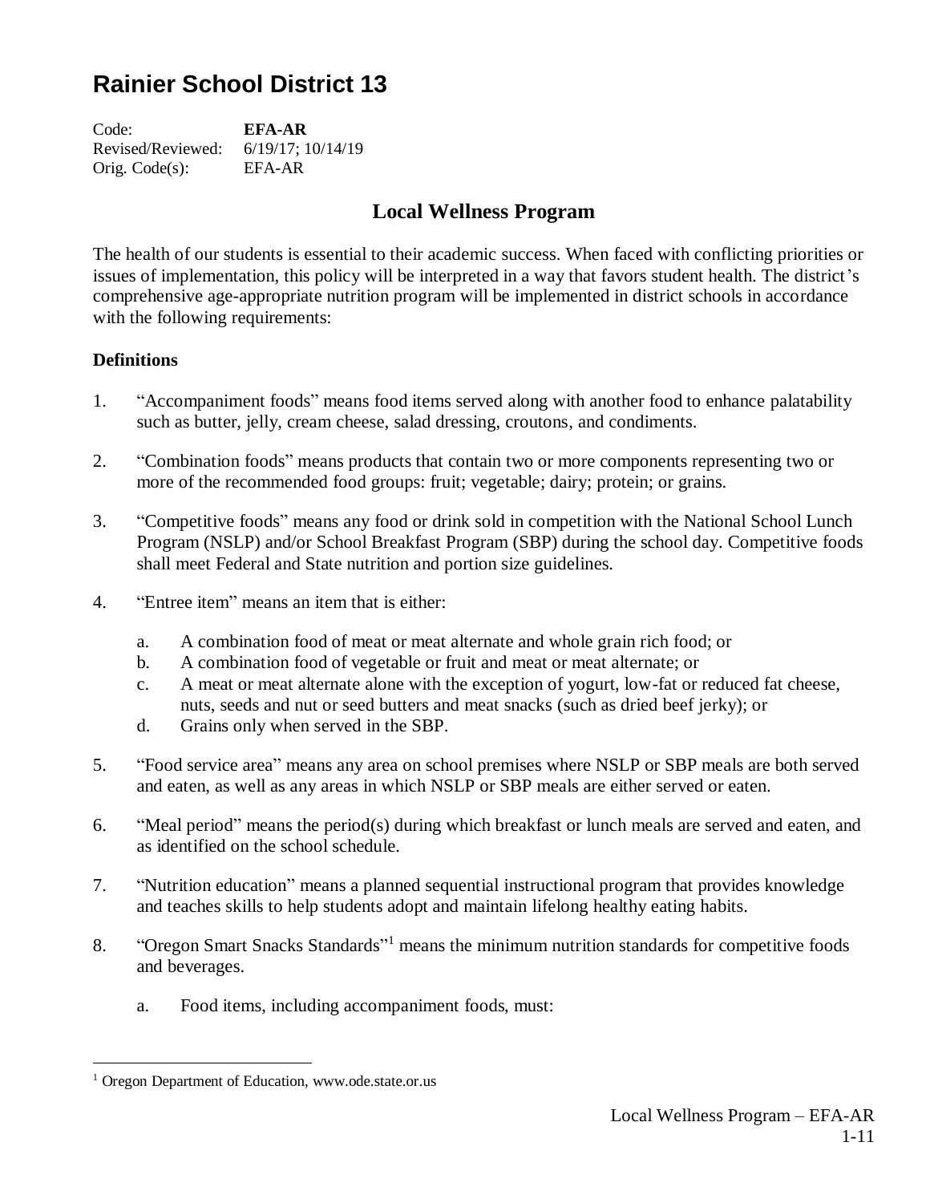# Rainier School District 13

Code: **EFA-AR**
Revised/Reviewed: 6/19/17; 10/14/19
Orig. Code(s): EFA-AR

## Local Wellness Program

The health of our students is essential to their academic success. When faced with conflicting priorities or issues of implementation, this policy will be interpreted in a way that favors student health. The district's comprehensive age-appropriate nutrition program will be implemented in district schools in accordance with the following requirements:

### Definitions

1. "Accompaniment foods" means food items served along with another food to enhance palatability such as butter, jelly, cream cheese, salad dressing, croutons, and condiments.

2. "Combination foods" means products that contain two or more components representing two or more of the recommended food groups: fruit; vegetable; dairy; protein; or grains.

3. "Competitive foods" means any food or drink sold in competition with the National School Lunch Program (NSLP) and/or School Breakfast Program (SBP) during the school day. Competitive foods shall meet Federal and State nutrition and portion size guidelines.

4. "Entree item" means an item that is either:

   a. A combination food of meat or meat alternate and whole grain rich food; or
   b. A combination food of vegetable or fruit and meat or meat alternate; or
   c. A meat or meat alternate alone with the exception of yogurt, low-fat or reduced fat cheese, nuts, seeds and nut or seed butters and meat snacks (such as dried beef jerky); or
   d. Grains only when served in the SBP.

5. "Food service area" means any area on school premises where NSLP or SBP meals are both served and eaten, as well as any areas in which NSLP or SBP meals are either served or eaten.

6. "Meal period" means the period(s) during which breakfast or lunch meals are served and eaten, and as identified on the school schedule.

7. "Nutrition education" means a planned sequential instructional program that provides knowledge and teaches skills to help students adopt and maintain lifelong healthy eating habits.

8. "Oregon Smart Snacks Standards"[1] means the minimum nutrition standards for competitive foods and beverages.

   a. Food items, including accompaniment foods, must:

[1] Oregon Department of Education, www.ode.state.or.us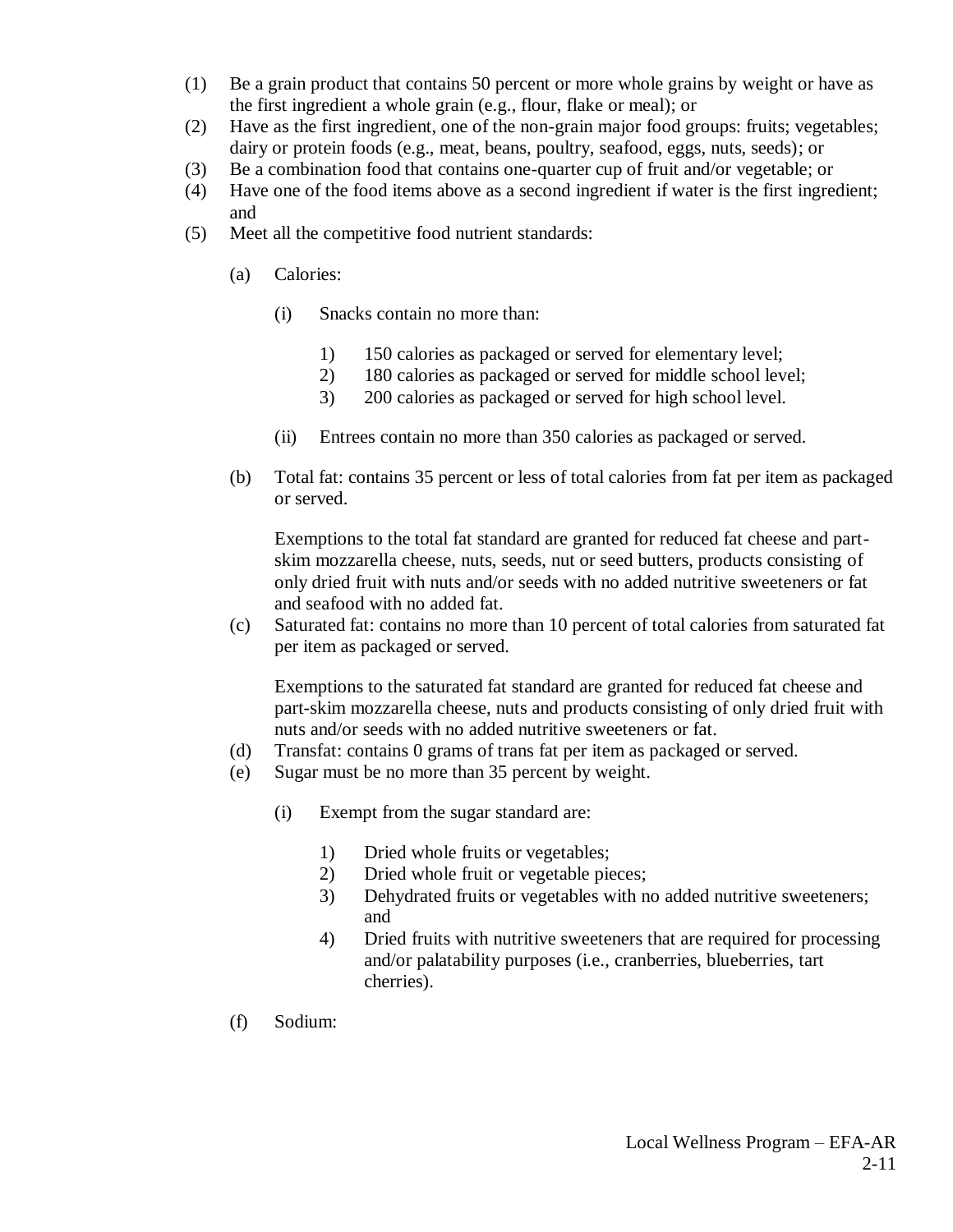(1) Be a grain product that contains 50 percent or more whole grains by weight or have as the first ingredient a whole grain (e.g., flour, flake or meal); or
(2) Have as the first ingredient, one of the non-grain major food groups: fruits; vegetables; dairy or protein foods (e.g., meat, beans, poultry, seafood, eggs, nuts, seeds); or
(3) Be a combination food that contains one-quarter cup of fruit and/or vegetable; or
(4) Have one of the food items above as a second ingredient if water is the first ingredient; and
(5) Meet all the competitive food nutrient standards:

 (a) Calories:

  (i) Snacks contain no more than:

   1) 150 calories as packaged or served for elementary level;
   2) 180 calories as packaged or served for middle school level;
   3) 200 calories as packaged or served for high school level.

  (ii) Entrees contain no more than 350 calories as packaged or served.

 (b) Total fat: contains 35 percent or less of total calories from fat per item as packaged or served.

 Exemptions to the total fat standard are granted for reduced fat cheese and part-skim mozzarella cheese, nuts, seeds, nut or seed butters, products consisting of only dried fruit with nuts and/or seeds with no added nutritive sweeteners or fat and seafood with no added fat.

 (c) Saturated fat: contains no more than 10 percent of total calories from saturated fat per item as packaged or served.

 Exemptions to the saturated fat standard are granted for reduced fat cheese and part-skim mozzarella cheese, nuts and products consisting of only dried fruit with nuts and/or seeds with no added nutritive sweeteners or fat.

 (d) Transfat: contains 0 grams of trans fat per item as packaged or served.
 (e) Sugar must be no more than 35 percent by weight.

  (i) Exempt from the sugar standard are:

   1) Dried whole fruits or vegetables;
   2) Dried whole fruit or vegetable pieces;
   3) Dehydrated fruits or vegetables with no added nutritive sweeteners; and
   4) Dried fruits with nutritive sweeteners that are required for processing and/or palatability purposes (i.e., cranberries, blueberries, tart cherries).

 (f) Sodium: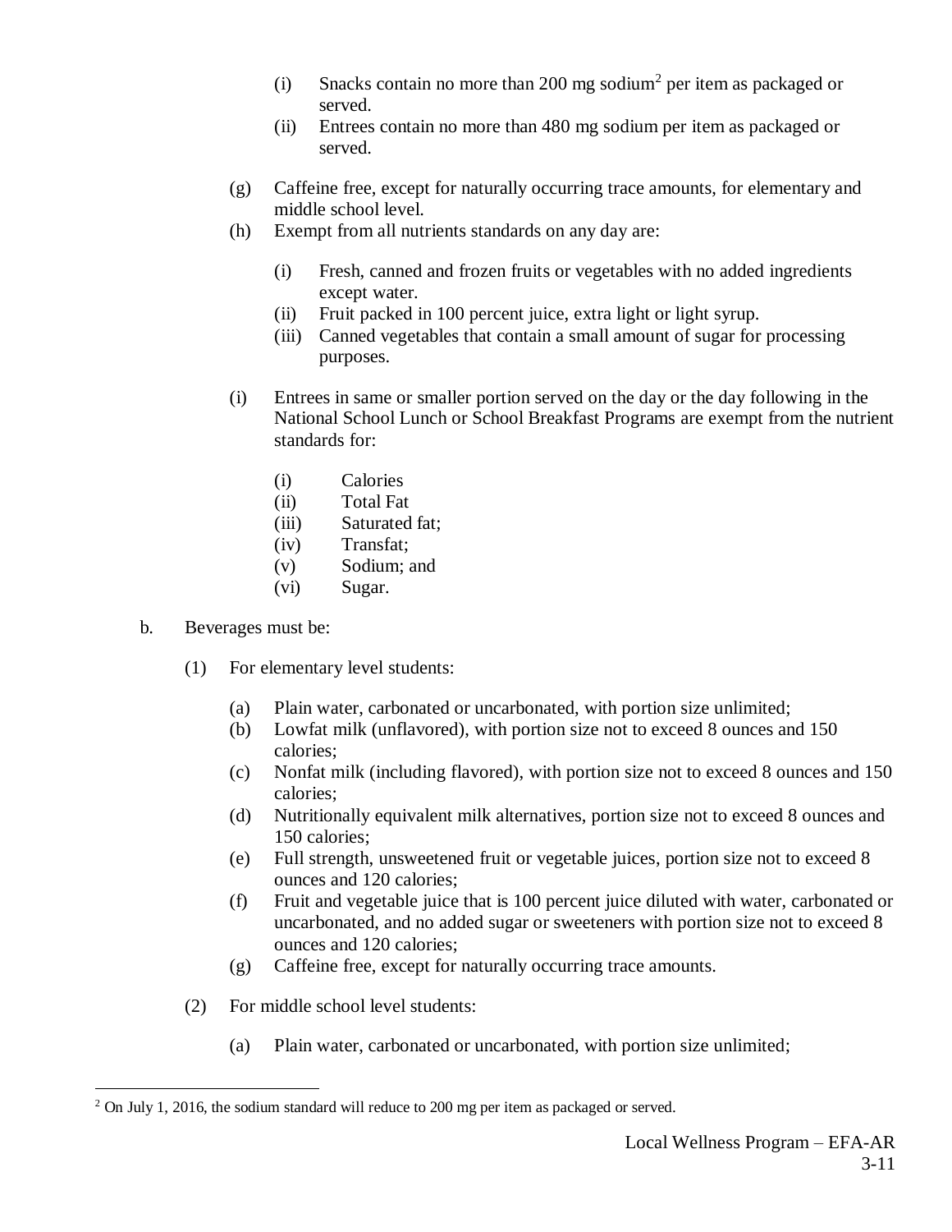- (i) Snacks contain no more than 200 mg sodium[2] per item as packaged or served.
- (ii) Entrees contain no more than 480 mg sodium per item as packaged or served.

(g) Caffeine free, except for naturally occurring trace amounts, for elementary and middle school level.

(h) Exempt from all nutrients standards on any day are:

- (i) Fresh, canned and frozen fruits or vegetables with no added ingredients except water.
- (ii) Fruit packed in 100 percent juice, extra light or light syrup.
- (iii) Canned vegetables that contain a small amount of sugar for processing purposes.

(i) Entrees in same or smaller portion served on the day or the day following in the National School Lunch or School Breakfast Programs are exempt from the nutrient standards for:

- (i) Calories
- (ii) Total Fat
- (iii) Saturated fat;
- (iv) Transfat;
- (v) Sodium; and
- (vi) Sugar.

b. Beverages must be:

(1) For elementary level students:

- (a) Plain water, carbonated or uncarbonated, with portion size unlimited;
- (b) Lowfat milk (unflavored), with portion size not to exceed 8 ounces and 150 calories;
- (c) Nonfat milk (including flavored), with portion size not to exceed 8 ounces and 150 calories;
- (d) Nutritionally equivalent milk alternatives, portion size not to exceed 8 ounces and 150 calories;
- (e) Full strength, unsweetened fruit or vegetable juices, portion size not to exceed 8 ounces and 120 calories;
- (f) Fruit and vegetable juice that is 100 percent juice diluted with water, carbonated or uncarbonated, and no added sugar or sweeteners with portion size not to exceed 8 ounces and 120 calories;
- (g) Caffeine free, except for naturally occurring trace amounts.

(2) For middle school level students:

- (a) Plain water, carbonated or uncarbonated, with portion size unlimited;

---

[2] On July 1, 2016, the sodium standard will reduce to 200 mg per item as packaged or served.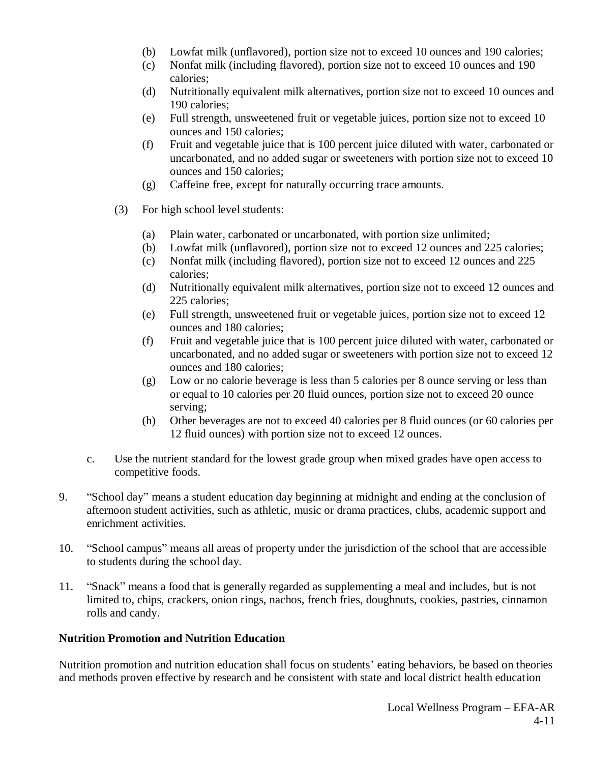(b) Lowfat milk (unflavored), portion size not to exceed 10 ounces and 190 calories;
(c) Nonfat milk (including flavored), portion size not to exceed 10 ounces and 190 calories;
(d) Nutritionally equivalent milk alternatives, portion size not to exceed 10 ounces and 190 calories;
(e) Full strength, unsweetened fruit or vegetable juices, portion size not to exceed 10 ounces and 150 calories;
(f) Fruit and vegetable juice that is 100 percent juice diluted with water, carbonated or uncarbonated, and no added sugar or sweeteners with portion size not to exceed 10 ounces and 150 calories;
(g) Caffeine free, except for naturally occurring trace amounts.

(3) For high school level students:

(a) Plain water, carbonated or uncarbonated, with portion size unlimited;
(b) Lowfat milk (unflavored), portion size not to exceed 12 ounces and 225 calories;
(c) Nonfat milk (including flavored), portion size not to exceed 12 ounces and 225 calories;
(d) Nutritionally equivalent milk alternatives, portion size not to exceed 12 ounces and 225 calories;
(e) Full strength, unsweetened fruit or vegetable juices, portion size not to exceed 12 ounces and 180 calories;
(f) Fruit and vegetable juice that is 100 percent juice diluted with water, carbonated or uncarbonated, and no added sugar or sweeteners with portion size not to exceed 12 ounces and 180 calories;
(g) Low or no calorie beverage is less than 5 calories per 8 ounce serving or less than or equal to 10 calories per 20 fluid ounces, portion size not to exceed 20 ounce serving;
(h) Other beverages are not to exceed 40 calories per 8 fluid ounces (or 60 calories per 12 fluid ounces) with portion size not to exceed 12 ounces.

c. Use the nutrient standard for the lowest grade group when mixed grades have open access to competitive foods.

9. "School day" means a student education day beginning at midnight and ending at the conclusion of afternoon student activities, such as athletic, music or drama practices, clubs, academic support and enrichment activities.

10. "School campus" means all areas of property under the jurisdiction of the school that are accessible to students during the school day.

11. "Snack" means a food that is generally regarded as supplementing a meal and includes, but is not limited to, chips, crackers, onion rings, nachos, french fries, doughnuts, cookies, pastries, cinnamon rolls and candy.

**Nutrition Promotion and Nutrition Education**

Nutrition promotion and nutrition education shall focus on students' eating behaviors, be based on theories and methods proven effective by research and be consistent with state and local district health education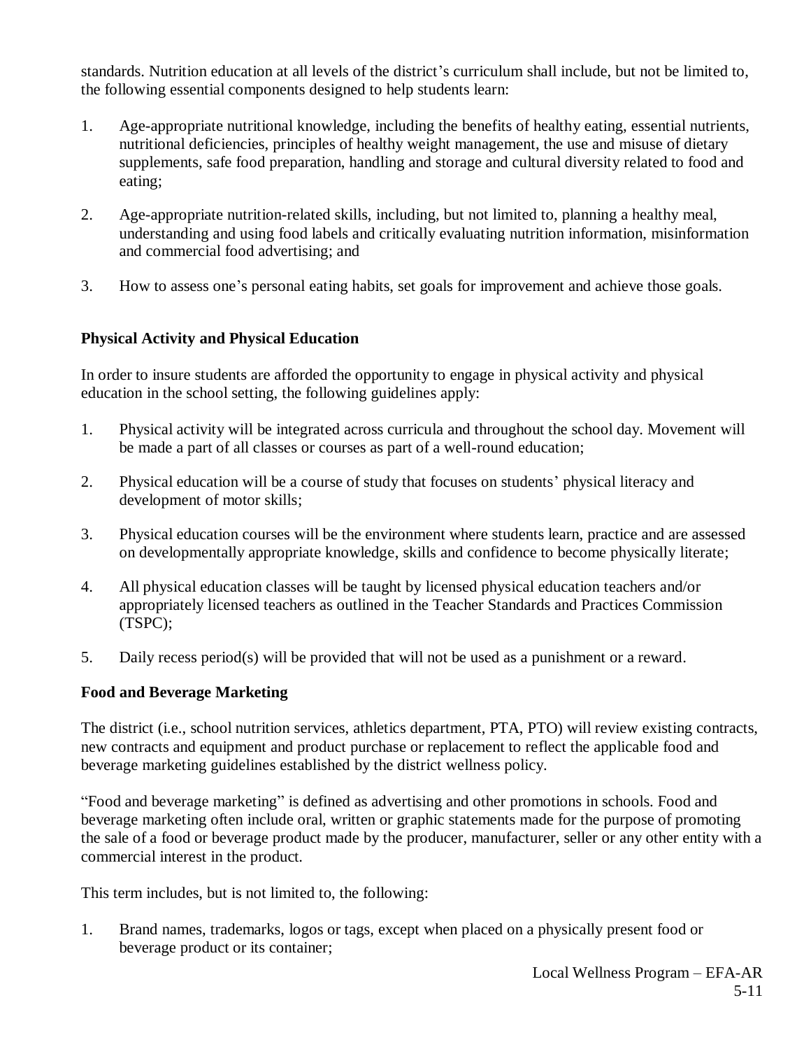standards. Nutrition education at all levels of the district's curriculum shall include, but not be limited to, the following essential components designed to help students learn:

1. Age-appropriate nutritional knowledge, including the benefits of healthy eating, essential nutrients, nutritional deficiencies, principles of healthy weight management, the use and misuse of dietary supplements, safe food preparation, handling and storage and cultural diversity related to food and eating;
2. Age-appropriate nutrition-related skills, including, but not limited to, planning a healthy meal, understanding and using food labels and critically evaluating nutrition information, misinformation and commercial food advertising; and
3. How to assess one's personal eating habits, set goals for improvement and achieve those goals.

**Physical Activity and Physical Education**

In order to insure students are afforded the opportunity to engage in physical activity and physical education in the school setting, the following guidelines apply:

1. Physical activity will be integrated across curricula and throughout the school day. Movement will be made a part of all classes or courses as part of a well-round education;
2. Physical education will be a course of study that focuses on students' physical literacy and development of motor skills;
3. Physical education courses will be the environment where students learn, practice and are assessed on developmentally appropriate knowledge, skills and confidence to become physically literate;
4. All physical education classes will be taught by licensed physical education teachers and/or appropriately licensed teachers as outlined in the Teacher Standards and Practices Commission (TSPC);
5. Daily recess period(s) will be provided that will not be used as a punishment or a reward.

**Food and Beverage Marketing**

The district (i.e., school nutrition services, athletics department, PTA, PTO) will review existing contracts, new contracts and equipment and product purchase or replacement to reflect the applicable food and beverage marketing guidelines established by the district wellness policy.

"Food and beverage marketing" is defined as advertising and other promotions in schools. Food and beverage marketing often include oral, written or graphic statements made for the purpose of promoting the sale of a food or beverage product made by the producer, manufacturer, seller or any other entity with a commercial interest in the product.

This term includes, but is not limited to, the following:

1. Brand names, trademarks, logos or tags, except when placed on a physically present food or beverage product or its container;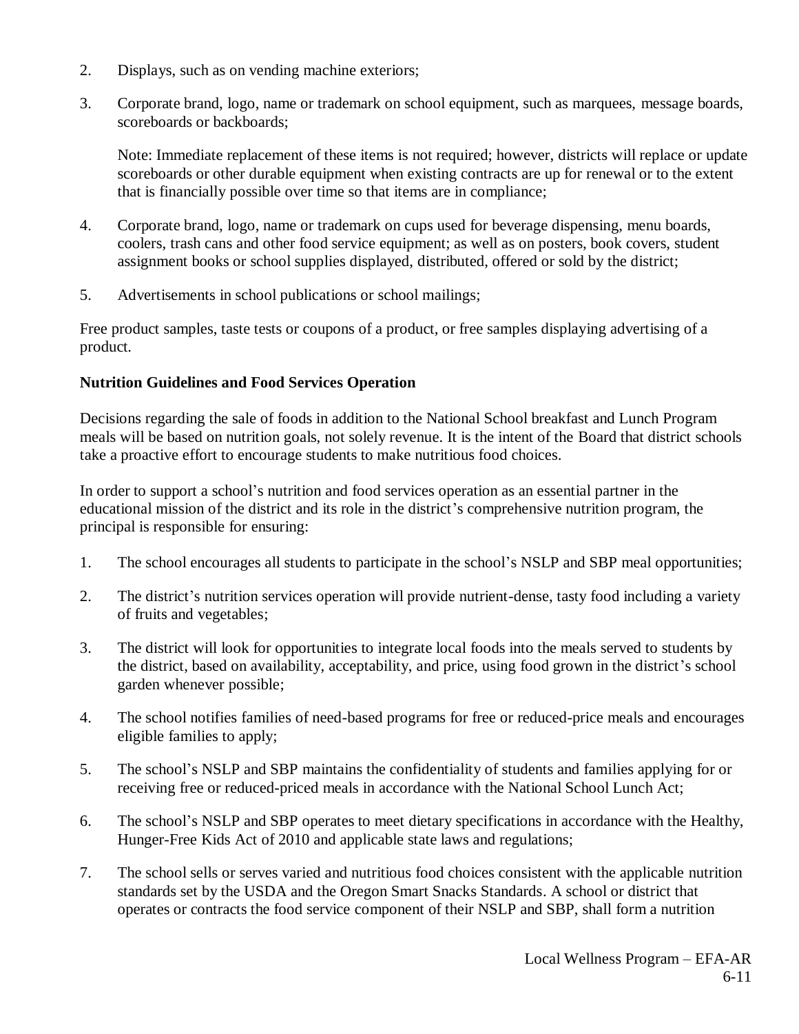2. Displays, such as on vending machine exteriors;

3. Corporate brand, logo, name or trademark on school equipment, such as marquees, message boards, scoreboards or backboards;

   Note: Immediate replacement of these items is not required; however, districts will replace or update scoreboards or other durable equipment when existing contracts are up for renewal or to the extent that is financially possible over time so that items are in compliance;

4. Corporate brand, logo, name or trademark on cups used for beverage dispensing, menu boards, coolers, trash cans and other food service equipment; as well as on posters, book covers, student assignment books or school supplies displayed, distributed, offered or sold by the district;

5. Advertisements in school publications or school mailings;

Free product samples, taste tests or coupons of a product, or free samples displaying advertising of a product.

**Nutrition Guidelines and Food Services Operation**

Decisions regarding the sale of foods in addition to the National School breakfast and Lunch Program meals will be based on nutrition goals, not solely revenue. It is the intent of the Board that district schools take a proactive effort to encourage students to make nutritious food choices.

In order to support a school's nutrition and food services operation as an essential partner in the educational mission of the district and its role in the district's comprehensive nutrition program, the principal is responsible for ensuring:

1. The school encourages all students to participate in the school's NSLP and SBP meal opportunities;

2. The district's nutrition services operation will provide nutrient-dense, tasty food including a variety of fruits and vegetables;

3. The district will look for opportunities to integrate local foods into the meals served to students by the district, based on availability, acceptability, and price, using food grown in the district's school garden whenever possible;

4. The school notifies families of need-based programs for free or reduced-price meals and encourages eligible families to apply;

5. The school's NSLP and SBP maintains the confidentiality of students and families applying for or receiving free or reduced-priced meals in accordance with the National School Lunch Act;

6. The school's NSLP and SBP operates to meet dietary specifications in accordance with the Healthy, Hunger-Free Kids Act of 2010 and applicable state laws and regulations;

7. The school sells or serves varied and nutritious food choices consistent with the applicable nutrition standards set by the USDA and the Oregon Smart Snacks Standards. A school or district that operates or contracts the food service component of their NSLP and SBP, shall form a nutrition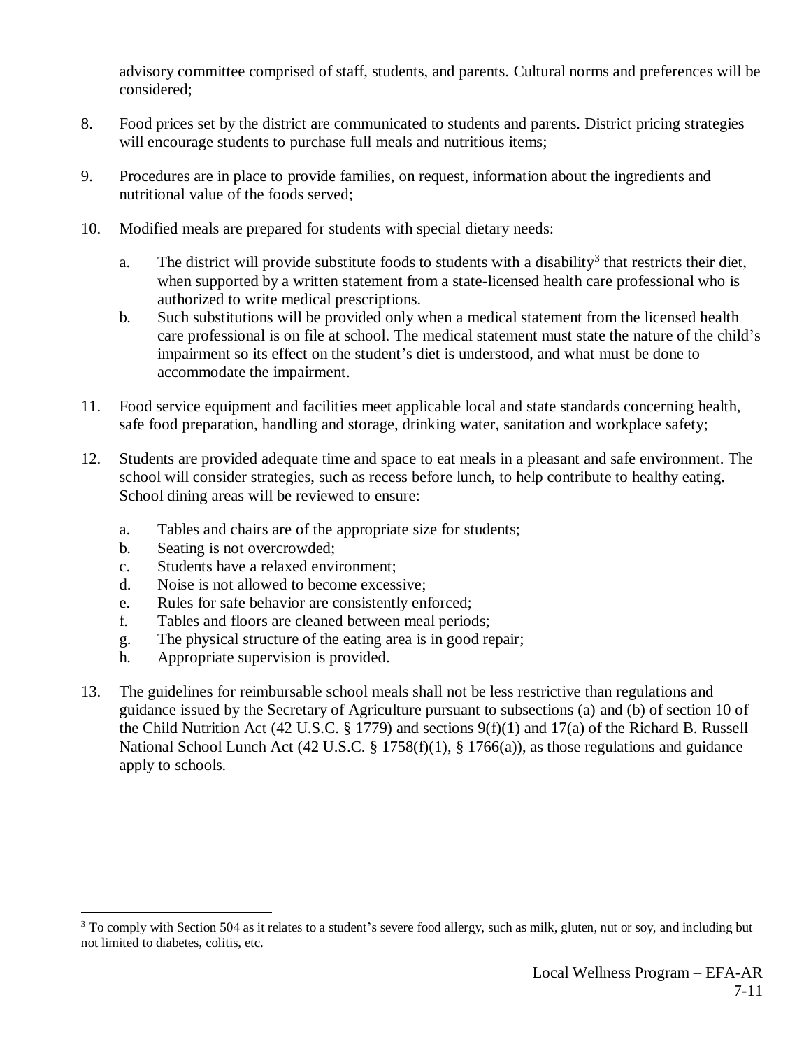advisory committee comprised of staff, students, and parents. Cultural norms and preferences will be considered;

8. Food prices set by the district are communicated to students and parents. District pricing strategies will encourage students to purchase full meals and nutritious items;

9. Procedures are in place to provide families, on request, information about the ingredients and nutritional value of the foods served;

10. Modified meals are prepared for students with special dietary needs:

    a. The district will provide substitute foods to students with a disability[3] that restricts their diet, when supported by a written statement from a state-licensed health care professional who is authorized to write medical prescriptions.
    b. Such substitutions will be provided only when a medical statement from the licensed health care professional is on file at school. The medical statement must state the nature of the child's impairment so its effect on the student's diet is understood, and what must be done to accommodate the impairment.

11. Food service equipment and facilities meet applicable local and state standards concerning health, safe food preparation, handling and storage, drinking water, sanitation and workplace safety;

12. Students are provided adequate time and space to eat meals in a pleasant and safe environment. The school will consider strategies, such as recess before lunch, to help contribute to healthy eating. School dining areas will be reviewed to ensure:

    a. Tables and chairs are of the appropriate size for students;
    b. Seating is not overcrowded;
    c. Students have a relaxed environment;
    d. Noise is not allowed to become excessive;
    e. Rules for safe behavior are consistently enforced;
    f. Tables and floors are cleaned between meal periods;
    g. The physical structure of the eating area is in good repair;
    h. Appropriate supervision is provided.

13. The guidelines for reimbursable school meals shall not be less restrictive than regulations and guidance issued by the Secretary of Agriculture pursuant to subsections (a) and (b) of section 10 of the Child Nutrition Act (42 U.S.C. § 1779) and sections 9(f)(1) and 17(a) of the Richard B. Russell National School Lunch Act (42 U.S.C. § 1758(f)(1), § 1766(a)), as those regulations and guidance apply to schools.

---

[3] To comply with Section 504 as it relates to a student's severe food allergy, such as milk, gluten, nut or soy, and including but not limited to diabetes, colitis, etc.

Local Wellness Program – EFA-AR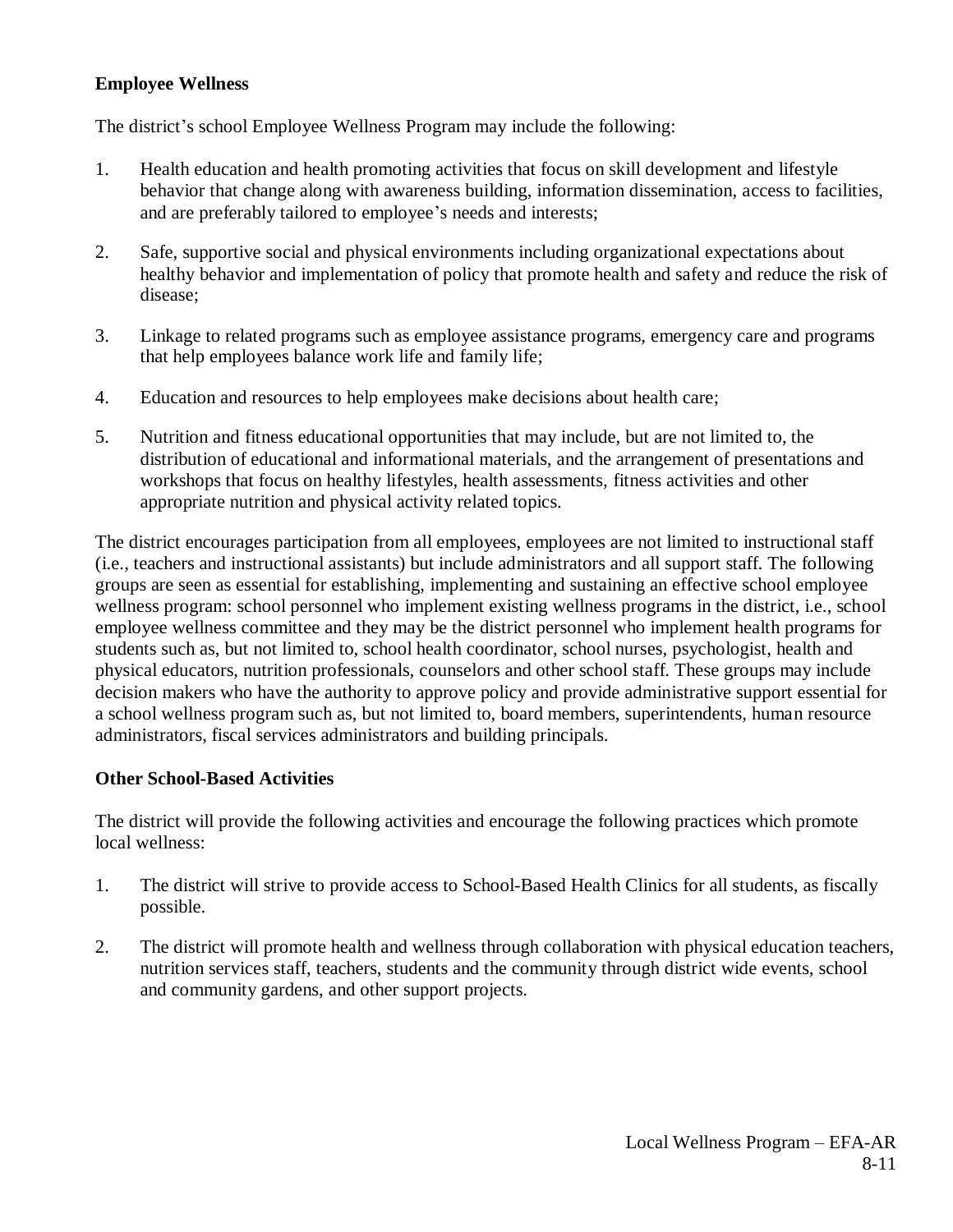**Employee Wellness**

The district's school Employee Wellness Program may include the following:

1. Health education and health promoting activities that focus on skill development and lifestyle behavior that change along with awareness building, information dissemination, access to facilities, and are preferably tailored to employee's needs and interests;

2. Safe, supportive social and physical environments including organizational expectations about healthy behavior and implementation of policy that promote health and safety and reduce the risk of disease;

3. Linkage to related programs such as employee assistance programs, emergency care and programs that help employees balance work life and family life;

4. Education and resources to help employees make decisions about health care;

5. Nutrition and fitness educational opportunities that may include, but are not limited to, the distribution of educational and informational materials, and the arrangement of presentations and workshops that focus on healthy lifestyles, health assessments, fitness activities and other appropriate nutrition and physical activity related topics.

The district encourages participation from all employees, employees are not limited to instructional staff (i.e., teachers and instructional assistants) but include administrators and all support staff. The following groups are seen as essential for establishing, implementing and sustaining an effective school employee wellness program: school personnel who implement existing wellness programs in the district, i.e., school employee wellness committee and they may be the district personnel who implement health programs for students such as, but not limited to, school health coordinator, school nurses, psychologist, health and physical educators, nutrition professionals, counselors and other school staff. These groups may include decision makers who have the authority to approve policy and provide administrative support essential for a school wellness program such as, but not limited to, board members, superintendents, human resource administrators, fiscal services administrators and building principals.

**Other School-Based Activities**

The district will provide the following activities and encourage the following practices which promote local wellness:

1. The district will strive to provide access to School-Based Health Clinics for all students, as fiscally possible.

2. The district will promote health and wellness through collaboration with physical education teachers, nutrition services staff, teachers, students and the community through district wide events, school and community gardens, and other support projects.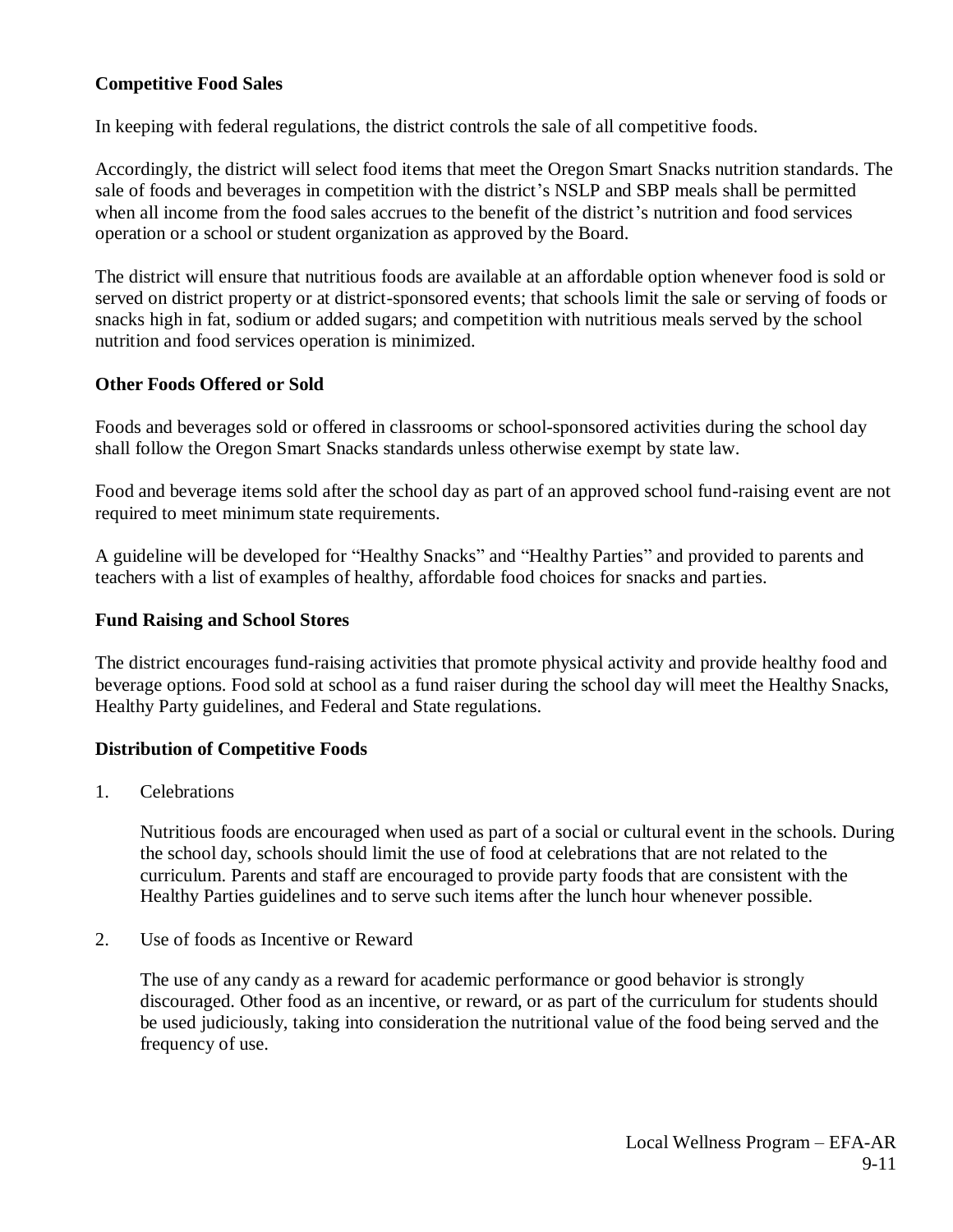**Competitive Food Sales**

In keeping with federal regulations, the district controls the sale of all competitive foods.

Accordingly, the district will select food items that meet the Oregon Smart Snacks nutrition standards. The sale of foods and beverages in competition with the district's NSLP and SBP meals shall be permitted when all income from the food sales accrues to the benefit of the district's nutrition and food services operation or a school or student organization as approved by the Board.

The district will ensure that nutritious foods are available at an affordable option whenever food is sold or served on district property or at district-sponsored events; that schools limit the sale or serving of foods or snacks high in fat, sodium or added sugars; and competition with nutritious meals served by the school nutrition and food services operation is minimized.

**Other Foods Offered or Sold**

Foods and beverages sold or offered in classrooms or school-sponsored activities during the school day shall follow the Oregon Smart Snacks standards unless otherwise exempt by state law.

Food and beverage items sold after the school day as part of an approved school fund-raising event are not required to meet minimum state requirements.

A guideline will be developed for "Healthy Snacks" and "Healthy Parties" and provided to parents and teachers with a list of examples of healthy, affordable food choices for snacks and parties.

**Fund Raising and School Stores**

The district encourages fund-raising activities that promote physical activity and provide healthy food and beverage options. Food sold at school as a fund raiser during the school day will meet the Healthy Snacks, Healthy Party guidelines, and Federal and State regulations.

**Distribution of Competitive Foods**

1. Celebrations

   Nutritious foods are encouraged when used as part of a social or cultural event in the schools. During the school day, schools should limit the use of food at celebrations that are not related to the curriculum. Parents and staff are encouraged to provide party foods that are consistent with the Healthy Parties guidelines and to serve such items after the lunch hour whenever possible.

2. Use of foods as Incentive or Reward

   The use of any candy as a reward for academic performance or good behavior is strongly discouraged. Other food as an incentive, or reward, or as part of the curriculum for students should be used judiciously, taking into consideration the nutritional value of the food being served and the frequency of use.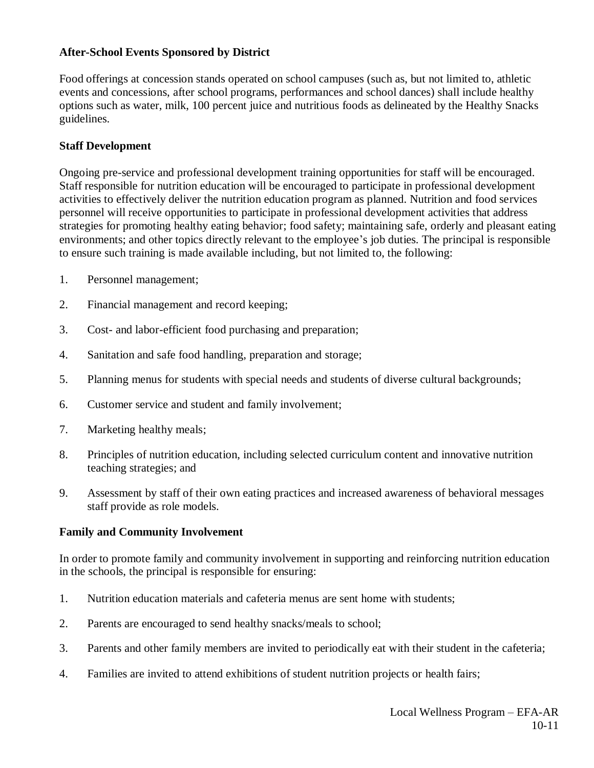**After-School Events Sponsored by District**

Food offerings at concession stands operated on school campuses (such as, but not limited to, athletic events and concessions, after school programs, performances and school dances) shall include healthy options such as water, milk, 100 percent juice and nutritious foods as delineated by the Healthy Snacks guidelines.

**Staff Development**

Ongoing pre-service and professional development training opportunities for staff will be encouraged. Staff responsible for nutrition education will be encouraged to participate in professional development activities to effectively deliver the nutrition education program as planned. Nutrition and food services personnel will receive opportunities to participate in professional development activities that address strategies for promoting healthy eating behavior; food safety; maintaining safe, orderly and pleasant eating environments; and other topics directly relevant to the employee's job duties. The principal is responsible to ensure such training is made available including, but not limited to, the following:

1. Personnel management;
2. Financial management and record keeping;
3. Cost- and labor-efficient food purchasing and preparation;
4. Sanitation and safe food handling, preparation and storage;
5. Planning menus for students with special needs and students of diverse cultural backgrounds;
6. Customer service and student and family involvement;
7. Marketing healthy meals;
8. Principles of nutrition education, including selected curriculum content and innovative nutrition teaching strategies; and
9. Assessment by staff of their own eating practices and increased awareness of behavioral messages staff provide as role models.

**Family and Community Involvement**

In order to promote family and community involvement in supporting and reinforcing nutrition education in the schools, the principal is responsible for ensuring:

1. Nutrition education materials and cafeteria menus are sent home with students;
2. Parents are encouraged to send healthy snacks/meals to school;
3. Parents and other family members are invited to periodically eat with their student in the cafeteria;
4. Families are invited to attend exhibitions of student nutrition projects or health fairs;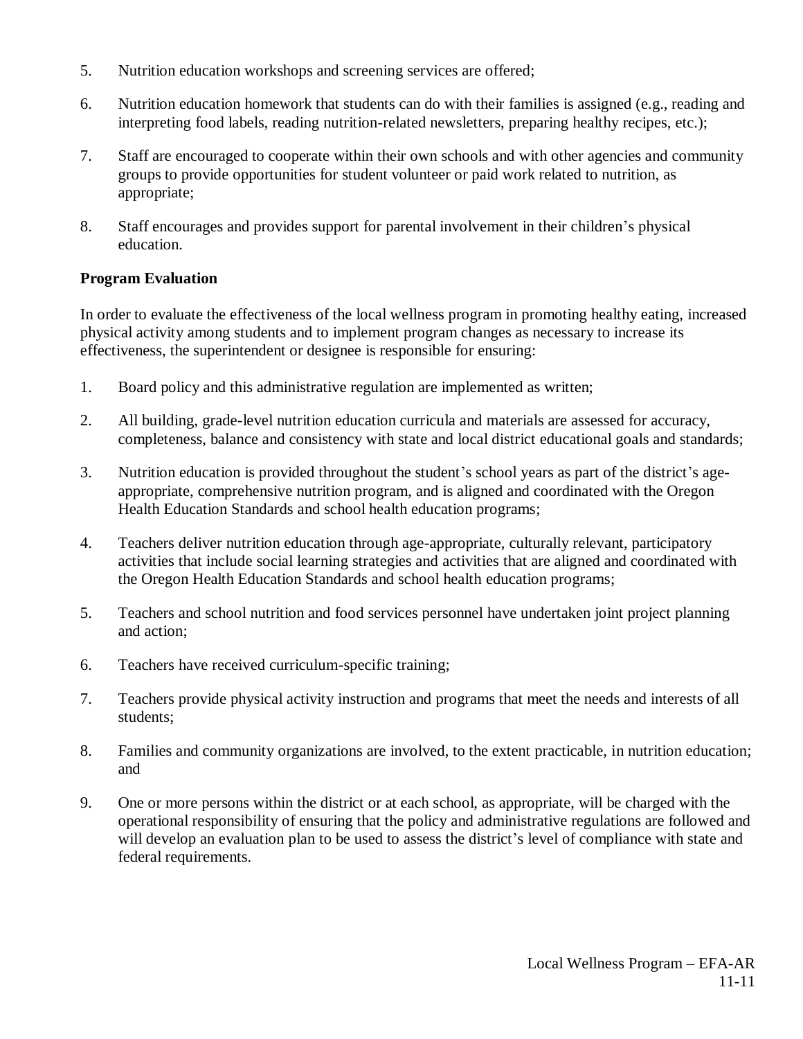5. Nutrition education workshops and screening services are offered;

6. Nutrition education homework that students can do with their families is assigned (e.g., reading and interpreting food labels, reading nutrition-related newsletters, preparing healthy recipes, etc.);

7. Staff are encouraged to cooperate within their own schools and with other agencies and community groups to provide opportunities for student volunteer or paid work related to nutrition, as appropriate;

8. Staff encourages and provides support for parental involvement in their children's physical education.

**Program Evaluation**

In order to evaluate the effectiveness of the local wellness program in promoting healthy eating, increased physical activity among students and to implement program changes as necessary to increase its effectiveness, the superintendent or designee is responsible for ensuring:

1. Board policy and this administrative regulation are implemented as written;

2. All building, grade-level nutrition education curricula and materials are assessed for accuracy, completeness, balance and consistency with state and local district educational goals and standards;

3. Nutrition education is provided throughout the student's school years as part of the district's age-appropriate, comprehensive nutrition program, and is aligned and coordinated with the Oregon Health Education Standards and school health education programs;

4. Teachers deliver nutrition education through age-appropriate, culturally relevant, participatory activities that include social learning strategies and activities that are aligned and coordinated with the Oregon Health Education Standards and school health education programs;

5. Teachers and school nutrition and food services personnel have undertaken joint project planning and action;

6. Teachers have received curriculum-specific training;

7. Teachers provide physical activity instruction and programs that meet the needs and interests of all students;

8. Families and community organizations are involved, to the extent practicable, in nutrition education; and

9. One or more persons within the district or at each school, as appropriate, will be charged with the operational responsibility of ensuring that the policy and administrative regulations are followed and will develop an evaluation plan to be used to assess the district's level of compliance with state and federal requirements.